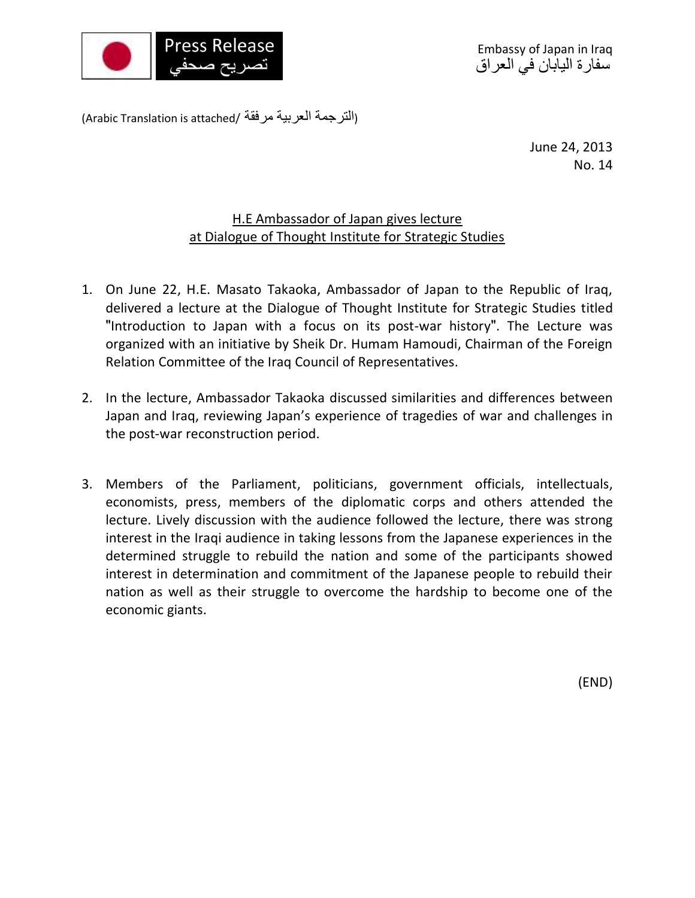Press Release
تصريح صحفي

Embassy of Japan in Iraq
سفارة اليابان في العراق

(Arabic Translation is attached/ الترجمة العربية مرفقة)

June 24, 2013
No. 14

## H.E Ambassador of Japan gives lecture at Dialogue of Thought Institute for Strategic Studies

1. On June 22, H.E. Masato Takaoka, Ambassador of Japan to the Republic of Iraq, delivered a lecture at the Dialogue of Thought Institute for Strategic Studies titled "Introduction to Japan with a focus on its post-war history". The Lecture was organized with an initiative by Sheik Dr. Humam Hamoudi, Chairman of the Foreign Relation Committee of the Iraq Council of Representatives.

2. In the lecture, Ambassador Takaoka discussed similarities and differences between Japan and Iraq, reviewing Japan's experience of tragedies of war and challenges in the post-war reconstruction period.

3. Members of the Parliament, politicians, government officials, intellectuals, economists, press, members of the diplomatic corps and others attended the lecture. Lively discussion with the audience followed the lecture, there was strong interest in the Iraqi audience in taking lessons from the Japanese experiences in the determined struggle to rebuild the nation and some of the participants showed interest in determination and commitment of the Japanese people to rebuild their nation as well as their struggle to overcome the hardship to become one of the economic giants.

(END)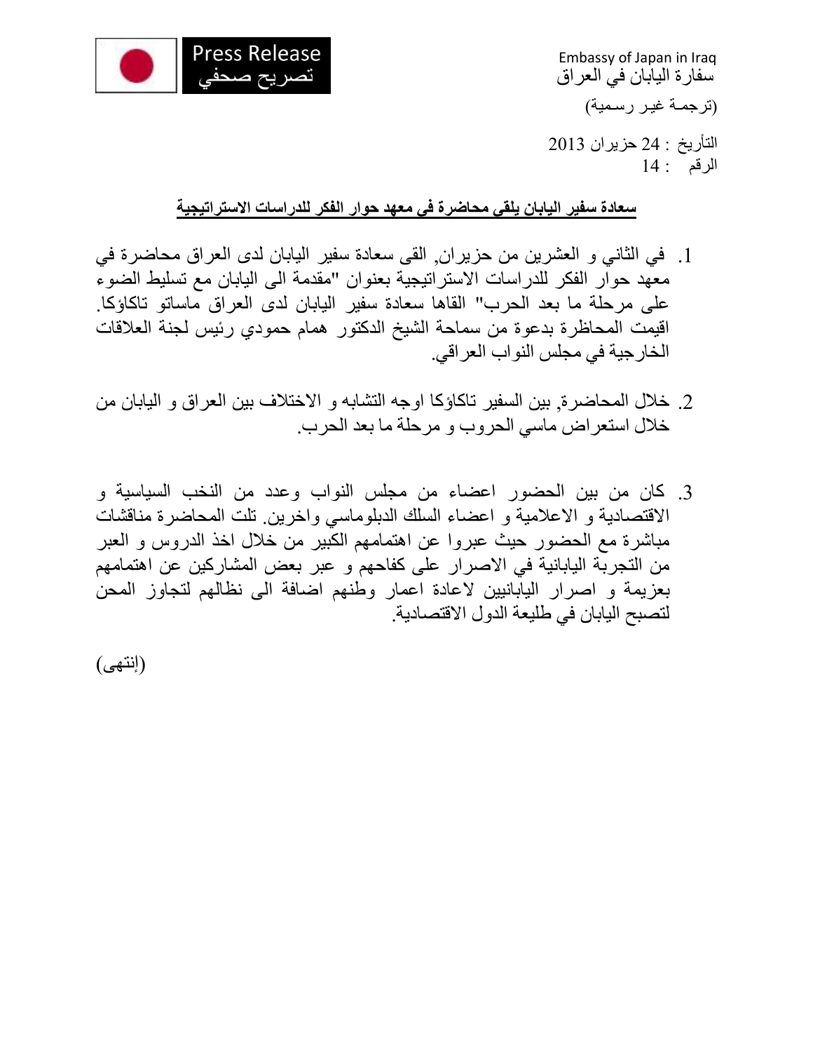Press Release
تصريح صحفي

Embassy of Japan in Iraq
سفارة اليابان في العراق

(ترجمة غير رسمية)

التأريخ : 24 حزيران 2013
الرقم : 14

**سعادة سفير اليابان يلقي محاضرة في معهد حوار الفكر للدراسات الاستراتيجية**

1. في الثاني و العشرين من حزيران, القى سعادة سفير اليابان لدى العراق محاضرة في معهد حوار الفكر للدراسات الاستراتيجية بعنوان "مقدمة الى اليابان مع تسليط الضوء على مرحلة ما بعد الحرب" القاها سعادة سفير اليابان لدى العراق ماساتو تاكاؤكا. اقيمت المحاظرة بدعوة من سماحة الشيخ الدكتور همام حمودي رئيس لجنة العلاقات الخارجية في مجلس النواب العراقي.

2. خلال المحاضرة, بين السفير تاكاؤكا اوجه التشابه و الاختلاف بين العراق و اليابان من خلال استعراض ماسي الحروب و مرحلة ما بعد الحرب.

3. كان من بين الحضور اعضاء من مجلس النواب وعدد من النخب السياسية و الاقتصادية و الاعلامية و اعضاء السلك الدبلوماسي واخرين. تلت المحاضرة مناقشات مباشرة مع الحضور حيث عبروا عن اهتمامهم الكبير من خلال اخذ الدروس و العبر من التجربة اليابانية في الاصرار على كفاحهم و عبر بعض المشاركين عن اهتمامهم بعزيمة و اصرار اليابانيين لاعادة اعمار وطنهم اضافة الى نظالهم لتجاوز المحن لتصبح اليابان في طليعة الدول الاقتصادية.

(إنتهى)